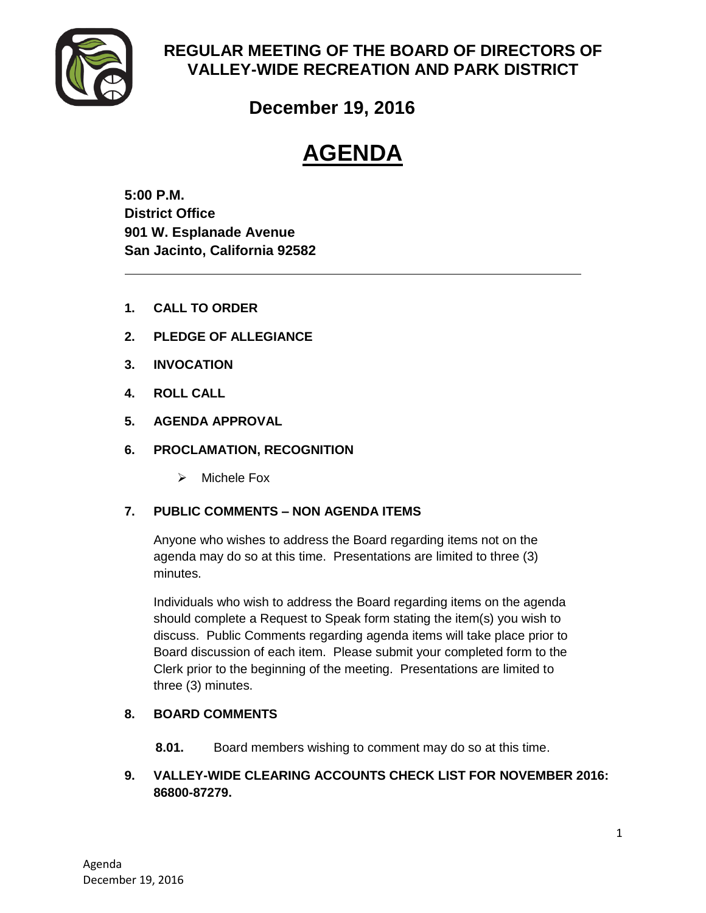# REGULAR MEETING OF THE BOARD OF DIRECTORS OF VALLEY-WIDE RECREATION AND PARK DISTRICT

## December 19, 2016

# AGENDA

**5:00 P.M.**
**District Office**
**901 W. Esplanade Avenue**
**San Jacinto, California 92582**

---

**1. CALL TO ORDER**

**2. PLEDGE OF ALLEGIANCE**

**3. INVOCATION**

**4. ROLL CALL**

**5. AGENDA APPROVAL**

**6. PROCLAMATION, RECOGNITION**

- Michele Fox

**7. PUBLIC COMMENTS – NON AGENDA ITEMS**

Anyone who wishes to address the Board regarding items not on the agenda may do so at this time. Presentations are limited to three (3) minutes.

Individuals who wish to address the Board regarding items on the agenda should complete a Request to Speak form stating the item(s) you wish to discuss. Public Comments regarding agenda items will take place prior to Board discussion of each item. Please submit your completed form to the Clerk prior to the beginning of the meeting. Presentations are limited to three (3) minutes.

**8. BOARD COMMENTS**

**8.01.** Board members wishing to comment may do so at this time.

**9. VALLEY-WIDE CLEARING ACCOUNTS CHECK LIST FOR NOVEMBER 2016: 86800-87279.**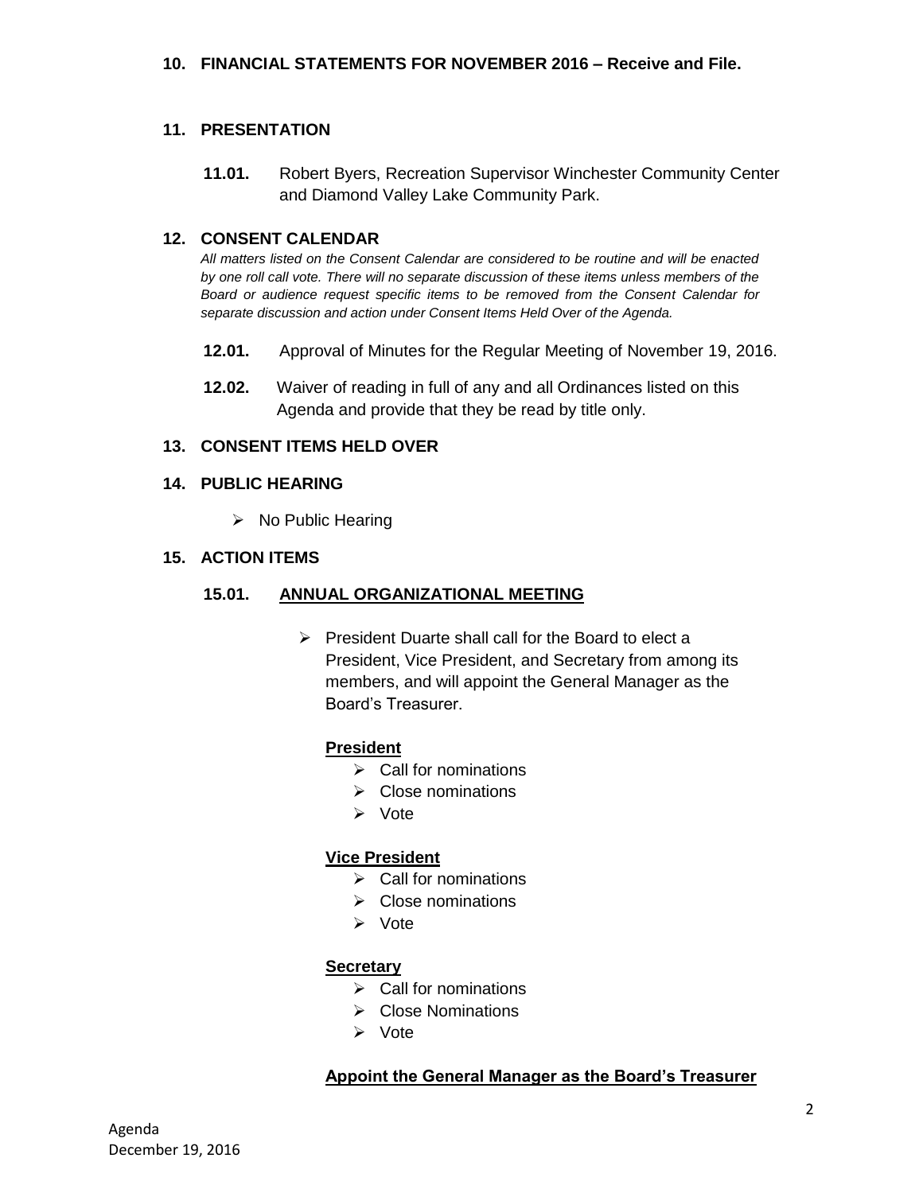**10. FINANCIAL STATEMENTS FOR NOVEMBER 2016 – Receive and File.**

**11. PRESENTATION**

**11.01.** Robert Byers, Recreation Supervisor Winchester Community Center and Diamond Valley Lake Community Park.

**12. CONSENT CALENDAR**

*All matters listed on the Consent Calendar are considered to be routine and will be enacted by one roll call vote. There will no separate discussion of these items unless members of the Board or audience request specific items to be removed from the Consent Calendar for separate discussion and action under Consent Items Held Over of the Agenda.*

**12.01.** Approval of Minutes for the Regular Meeting of November 19, 2016.

**12.02.** Waiver of reading in full of any and all Ordinances listed on this Agenda and provide that they be read by title only.

**13. CONSENT ITEMS HELD OVER**

**14. PUBLIC HEARING**

- No Public Hearing

**15. ACTION ITEMS**

**15.01. ANNUAL ORGANIZATIONAL MEETING**

- President Duarte shall call for the Board to elect a President, Vice President, and Secretary from among its members, and will appoint the General Manager as the Board's Treasurer.

**President**

- Call for nominations
- Close nominations
- Vote

**Vice President**

- Call for nominations
- Close nominations
- Vote

**Secretary**

- Call for nominations
- Close Nominations
- Vote

**Appoint the General Manager as the Board's Treasurer**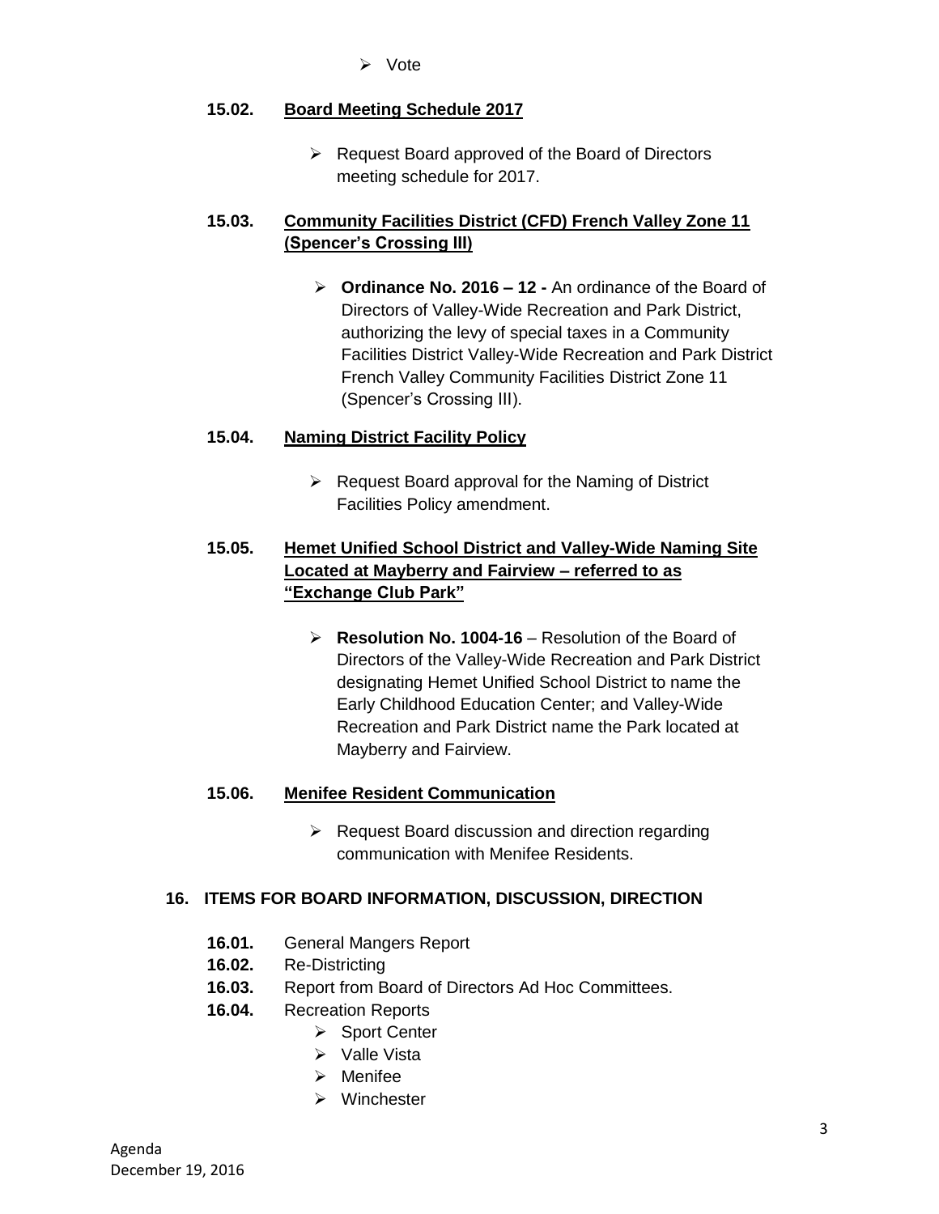- Vote

**15.02. Board Meeting Schedule 2017**

- Request Board approved of the Board of Directors meeting schedule for 2017.

**15.03. Community Facilities District (CFD) French Valley Zone 11 (Spencer's Crossing III)**

- **Ordinance No. 2016 – 12 -** An ordinance of the Board of Directors of Valley-Wide Recreation and Park District, authorizing the levy of special taxes in a Community Facilities District Valley-Wide Recreation and Park District French Valley Community Facilities District Zone 11 (Spencer's Crossing III).

**15.04. Naming District Facility Policy**

- Request Board approval for the Naming of District Facilities Policy amendment.

**15.05. Hemet Unified School District and Valley-Wide Naming Site Located at Mayberry and Fairview – referred to as "Exchange Club Park"**

- **Resolution No. 1004-16** – Resolution of the Board of Directors of the Valley-Wide Recreation and Park District designating Hemet Unified School District to name the Early Childhood Education Center; and Valley-Wide Recreation and Park District name the Park located at Mayberry and Fairview.

**15.06. Menifee Resident Communication**

- Request Board discussion and direction regarding communication with Menifee Residents.

## 16. ITEMS FOR BOARD INFORMATION, DISCUSSION, DIRECTION

**16.01.** General Mangers Report

**16.02.** Re-Districting

**16.03.** Report from Board of Directors Ad Hoc Committees.

**16.04.** Recreation Reports

- Sport Center
- Valle Vista
- Menifee
- Winchester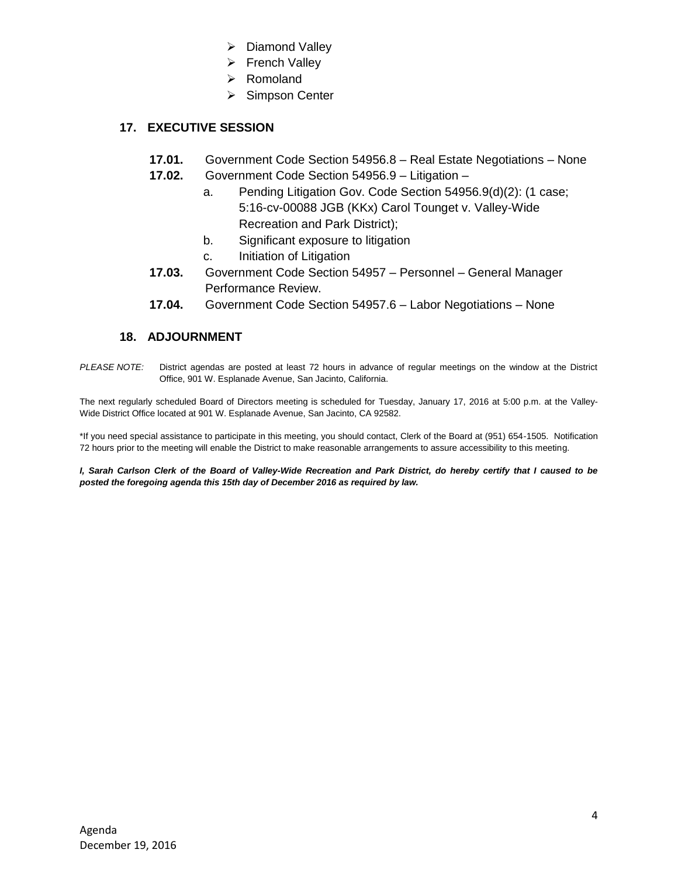- Diamond Valley
- French Valley
- Romoland
- Simpson Center

## 17. EXECUTIVE SESSION

**17.01.** Government Code Section 54956.8 – Real Estate Negotiations – None

**17.02.** Government Code Section 54956.9 – Litigation –

a. Pending Litigation Gov. Code Section 54956.9(d)(2): (1 case; 5:16-cv-00088 JGB (KKx) Carol Tounget v. Valley-Wide Recreation and Park District);

b. Significant exposure to litigation

c. Initiation of Litigation

**17.03.** Government Code Section 54957 – Personnel – General Manager Performance Review.

**17.04.** Government Code Section 54957.6 – Labor Negotiations – None

## 18. ADJOURNMENT

*PLEASE NOTE:* District agendas are posted at least 72 hours in advance of regular meetings on the window at the District Office, 901 W. Esplanade Avenue, San Jacinto, California.

The next regularly scheduled Board of Directors meeting is scheduled for Tuesday, January 17, 2016 at 5:00 p.m. at the Valley-Wide District Office located at 901 W. Esplanade Avenue, San Jacinto, CA 92582.

*If you need special assistance to participate in this meeting, you should contact, Clerk of the Board at (951) 654-1505. Notification 72 hours prior to the meeting will enable the District to make reasonable arrangements to assure accessibility to this meeting.

***I, Sarah Carlson Clerk of the Board of Valley-Wide Recreation and Park District, do hereby certify that I caused to be posted the foregoing agenda this 15th day of December 2016 as required by law.***